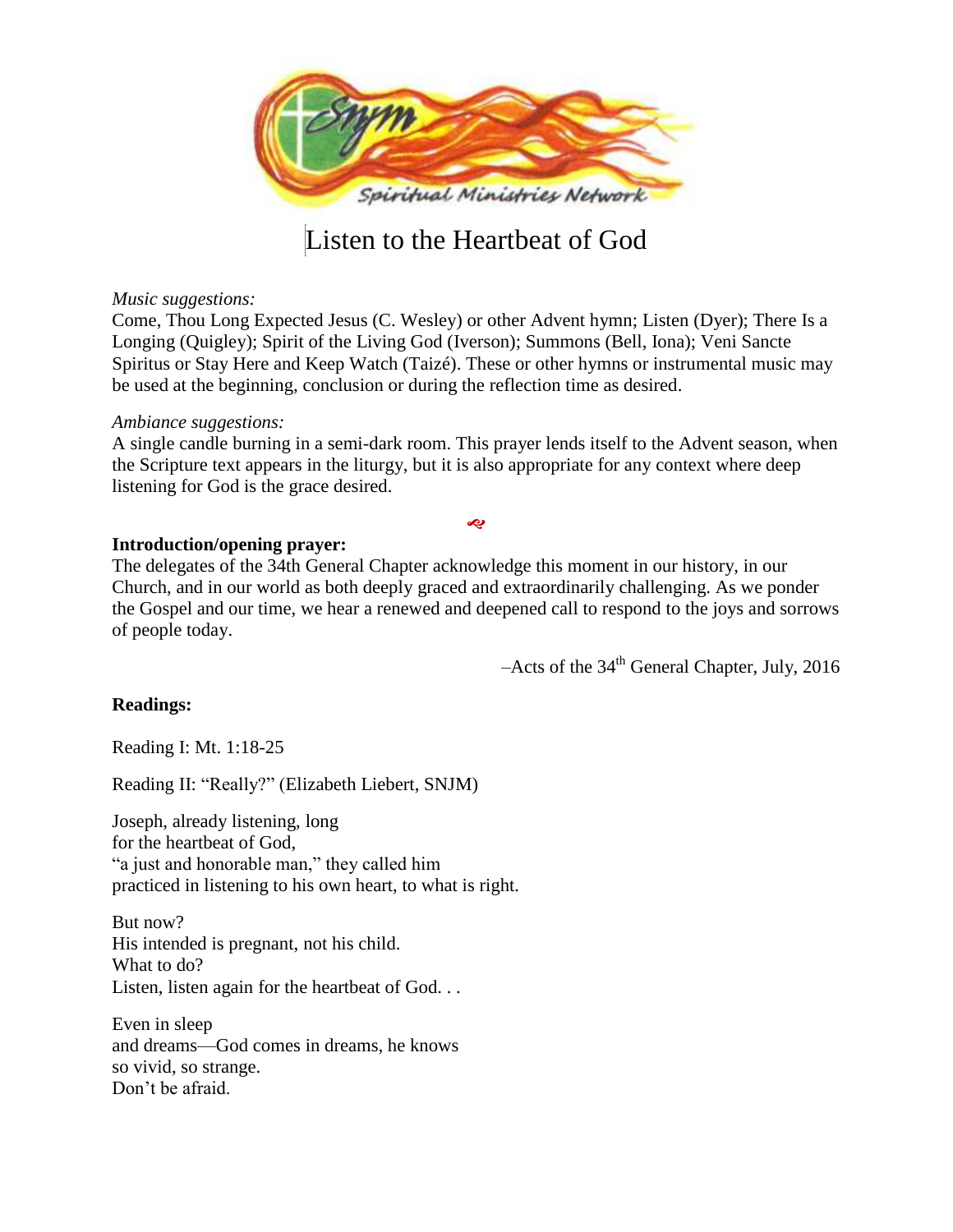# Listen to the Heartbeat of God

*Music suggestions:*

Come, Thou Long Expected Jesus (C. Wesley) or other Advent hymn; Listen (Dyer); There Is a Longing (Quigley); Spirit of the Living God (Iverson); Summons (Bell, Iona); Veni Sancte Spiritus or Stay Here and Keep Watch (Taizé). These or other hymns or instrumental music may be used at the beginning, conclusion or during the reflection time as desired.

*Ambiance suggestions:*

A single candle burning in a semi-dark room. This prayer lends itself to the Advent season, when the Scripture text appears in the liturgy, but it is also appropriate for any context where deep listening for God is the grace desired.

**Introduction/opening prayer:**

The delegates of the 34th General Chapter acknowledge this moment in our history, in our Church, and in our world as both deeply graced and extraordinarily challenging. As we ponder the Gospel and our time, we hear a renewed and deepened call to respond to the joys and sorrows of people today.

–Acts of the 34th General Chapter, July, 2016

**Readings:**

Reading I: Mt. 1:18-25

Reading II: "Really?" (Elizabeth Liebert, SNJM)

Joseph, already listening, long
for the heartbeat of God,
"a just and honorable man," they called him
practiced in listening to his own heart, to what is right.

But now?
His intended is pregnant, not his child.
What to do?
Listen, listen again for the heartbeat of God. . .

Even in sleep
and dreams—God comes in dreams, he knows
so vivid, so strange.
Don't be afraid.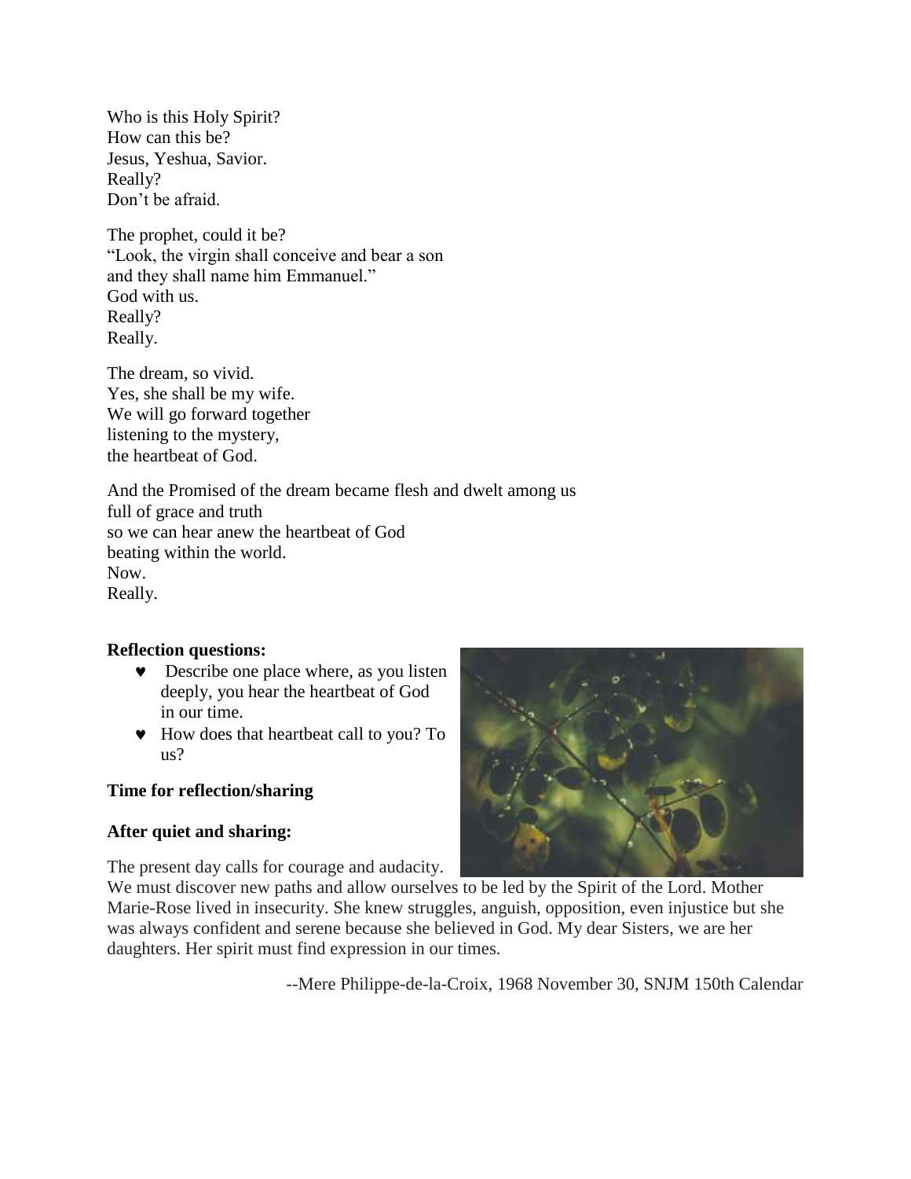Who is this Holy Spirit?
How can this be?
Jesus, Yeshua, Savior.
Really?
Don't be afraid.

The prophet, could it be?
"Look, the virgin shall conceive and bear a son
and they shall name him Emmanuel."
God with us.
Really?
Really.

The dream, so vivid.
Yes, she shall be my wife.
We will go forward together
listening to the mystery,
the heartbeat of God.

And the Promised of the dream became flesh and dwelt among us
full of grace and truth
so we can hear anew the heartbeat of God
beating within the world.
Now.
Really.

**Reflection questions:**

- ♥ Describe one place where, as you listen deeply, you hear the heartbeat of God in our time.
- ♥ How does that heartbeat call to you? To us?

**Time for reflection/sharing**

**After quiet and sharing:**

The present day calls for courage and audacity. We must discover new paths and allow ourselves to be led by the Spirit of the Lord. Mother Marie-Rose lived in insecurity. She knew struggles, anguish, opposition, even injustice but she was always confident and serene because she believed in God. My dear Sisters, we are her daughters. Her spirit must find expression in our times.

--Mere Philippe-de-la-Croix, 1968 November 30, SNJM 150th Calendar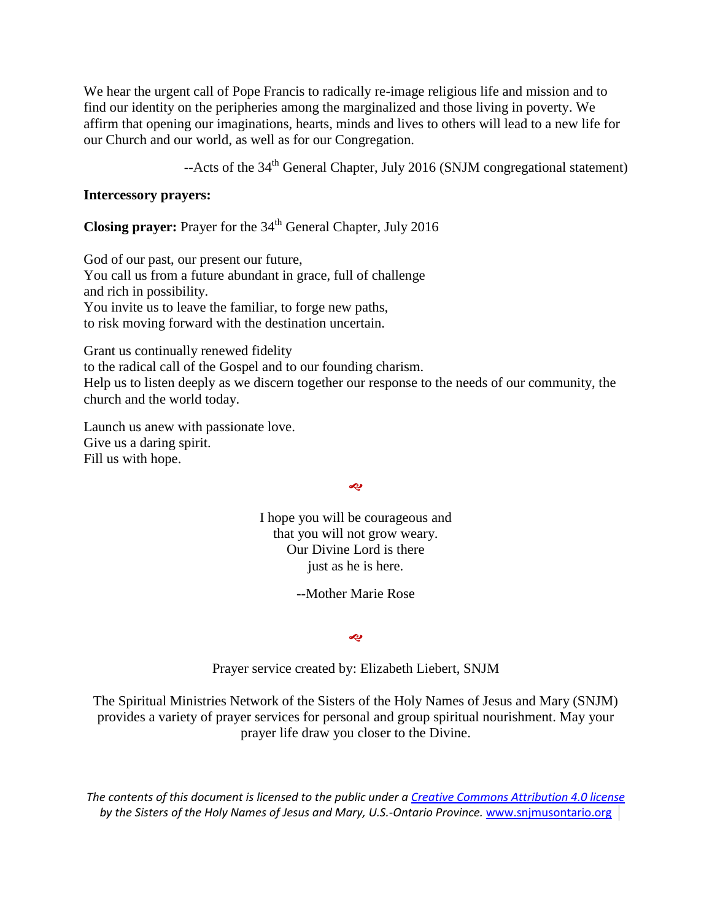We hear the urgent call of Pope Francis to radically re-image religious life and mission and to find our identity on the peripheries among the marginalized and those living in poverty. We affirm that opening our imaginations, hearts, minds and lives to others will lead to a new life for our Church and our world, as well as for our Congregation.

--Acts of the 34th General Chapter, July 2016 (SNJM congregational statement)

**Intercessory prayers:**

**Closing prayer:** Prayer for the 34th General Chapter, July 2016

God of our past, our present our future,  
You call us from a future abundant in grace, full of challenge  
and rich in possibility.  
You invite us to leave the familiar, to forge new paths,  
to risk moving forward with the destination uncertain.

Grant us continually renewed fidelity  
to the radical call of the Gospel and to our founding charism.  
Help us to listen deeply as we discern together our response to the needs of our community, the church and the world today.

Launch us anew with passionate love.  
Give us a daring spirit.  
Fill us with hope.

I hope you will be courageous and  
that you will not grow weary.  
Our Divine Lord is there  
just as he is here.

--Mother Marie Rose

Prayer service created by: Elizabeth Liebert, SNJM

The Spiritual Ministries Network of the Sisters of the Holy Names of Jesus and Mary (SNJM) provides a variety of prayer services for personal and group spiritual nourishment. May your prayer life draw you closer to the Divine.

*The contents of this document is licensed to the public under a [Creative Commons Attribution 4.0 license](https://creativecommons.org/licenses/by/4.0/) by the Sisters of the Holy Names of Jesus and Mary, U.S.-Ontario Province.* [www.snjmusontario.org](http://www.snjmusontario.org)